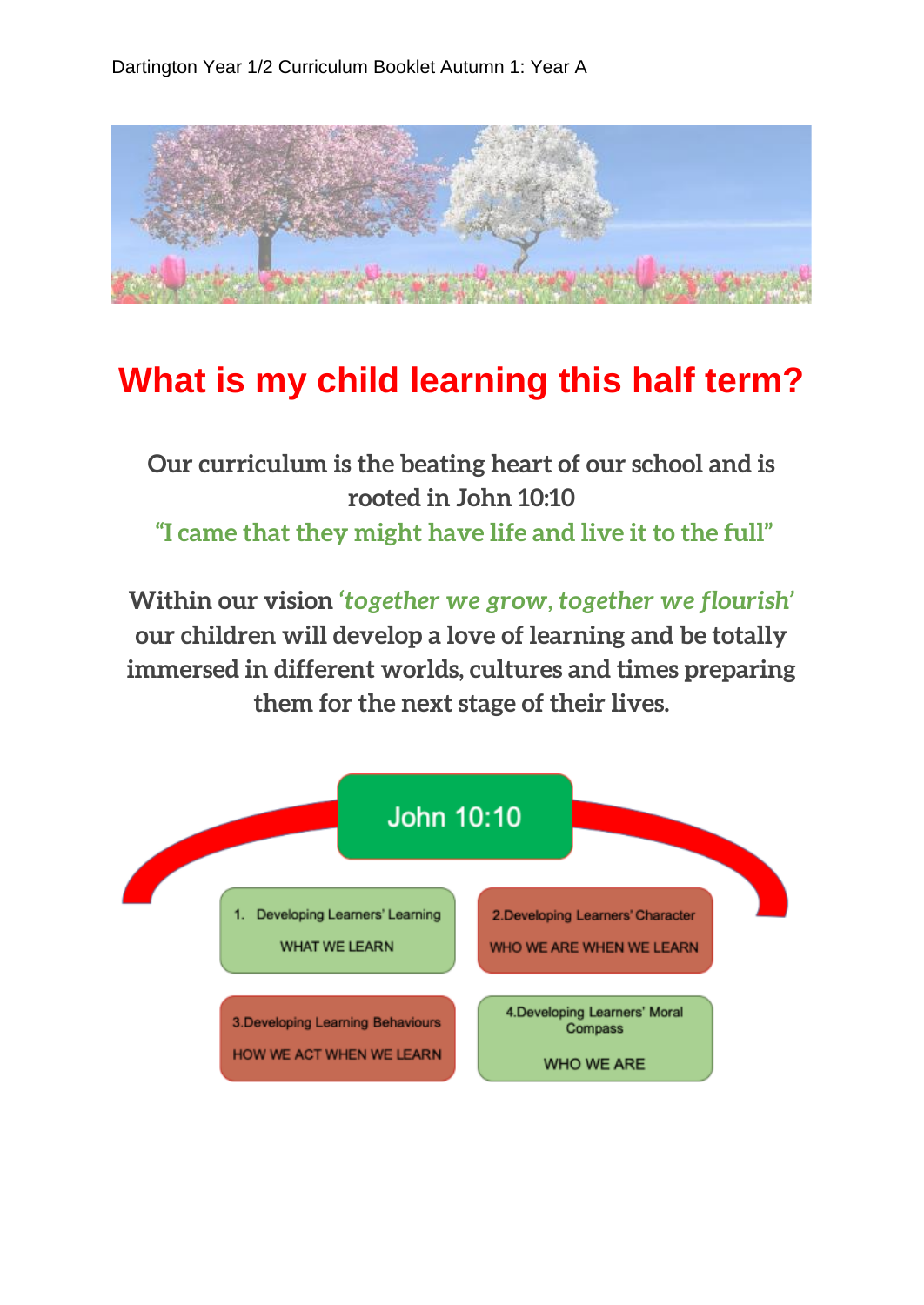# What is my child learning this half term?

**Our curriculum is the beating heart of our school and is rooted in John 10:10**

**"I came that they might have life and live it to the full"**

**Within our vision *'together we grow, together we flourish'* our children will develop a love of learning and be totally immersed in different worlds, cultures and times preparing them for the next stage of their lives.**

John 10:10

1. Developing Learners' Learning
   WHAT WE LEARN

2. Developing Learners' Character
   WHO WE ARE WHEN WE LEARN

3. Developing Learning Behaviours
   HOW WE ACT WHEN WE LEARN

4. Developing Learners' Moral Compass
   WHO WE ARE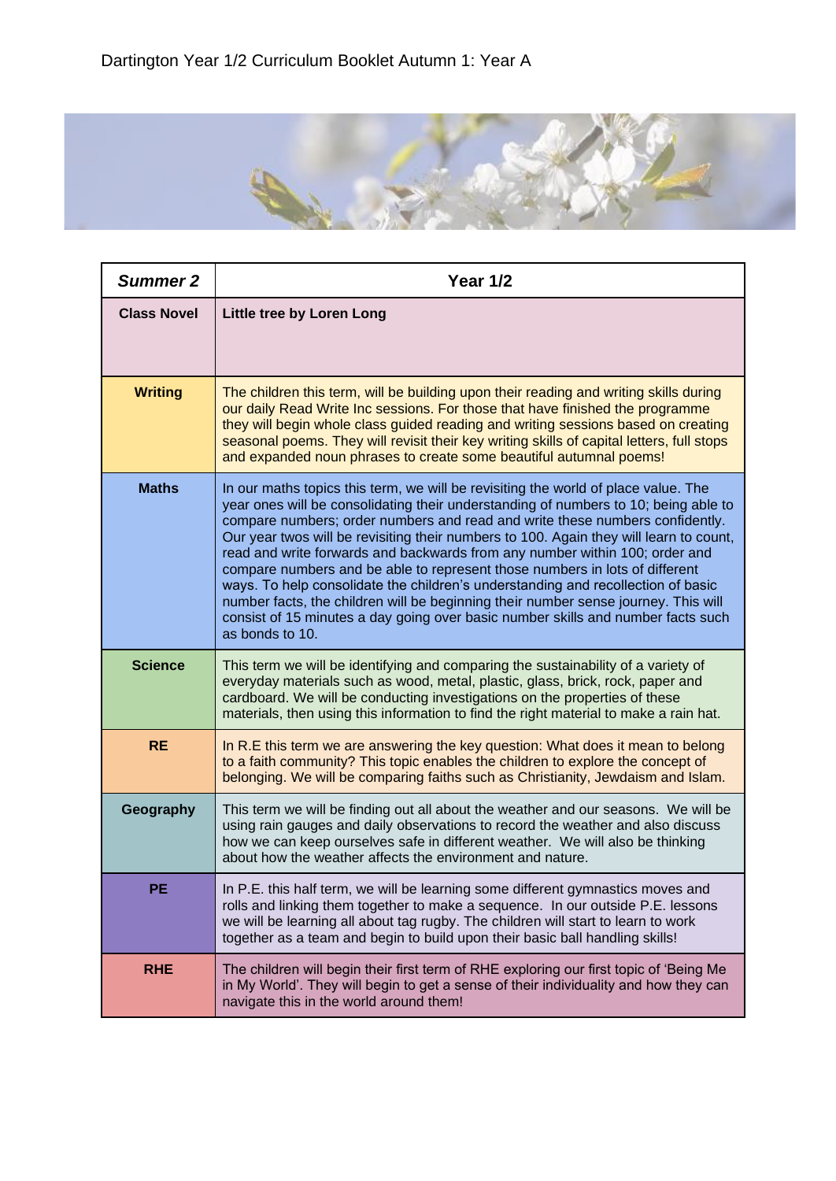Dartington Year 1/2 Curriculum Booklet Autumn 1: Year A

| *Summer 2* | Year 1/2 |
|---|---|
| **Class Novel** | **Little tree by Loren Long** |
| **Writing** | The children this term, will be building upon their reading and writing skills during our daily Read Write Inc sessions. For those that have finished the programme they will begin whole class guided reading and writing sessions based on creating seasonal poems. They will revisit their key writing skills of capital letters, full stops and expanded noun phrases to create some beautiful autumnal poems! |
| **Maths** | In our maths topics this term, we will be revisiting the world of place value. The year ones will be consolidating their understanding of numbers to 10; being able to compare numbers; order numbers and read and write these numbers confidently. Our year twos will be revisiting their numbers to 100. Again they will learn to count, read and write forwards and backwards from any number within 100; order and compare numbers and be able to represent those numbers in lots of different ways. To help consolidate the children's understanding and recollection of basic number facts, the children will be beginning their number sense journey. This will consist of 15 minutes a day going over basic number skills and number facts such as bonds to 10. |
| **Science** | This term we will be identifying and comparing the sustainability of a variety of everyday materials such as wood, metal, plastic, glass, brick, rock, paper and cardboard. We will be conducting investigations on the properties of these materials, then using this information to find the right material to make a rain hat. |
| **RE** | In R.E this term we are answering the key question: What does it mean to belong to a faith community? This topic enables the children to explore the concept of belonging. We will be comparing faiths such as Christianity, Jewdaism and Islam. |
| **Geography** | This term we will be finding out all about the weather and our seasons. We will be using rain gauges and daily observations to record the weather and also discuss how we can keep ourselves safe in different weather. We will also be thinking about how the weather affects the environment and nature. |
| **PE** | In P.E. this half term, we will be learning some different gymnastics moves and rolls and linking them together to make a sequence. In our outside P.E. lessons we will be learning all about tag rugby. The children will start to learn to work together as a team and begin to build upon their basic ball handling skills! |
| **RHE** | The children will begin their first term of RHE exploring our first topic of 'Being Me in My World'. They will begin to get a sense of their individuality and how they can navigate this in the world around them! |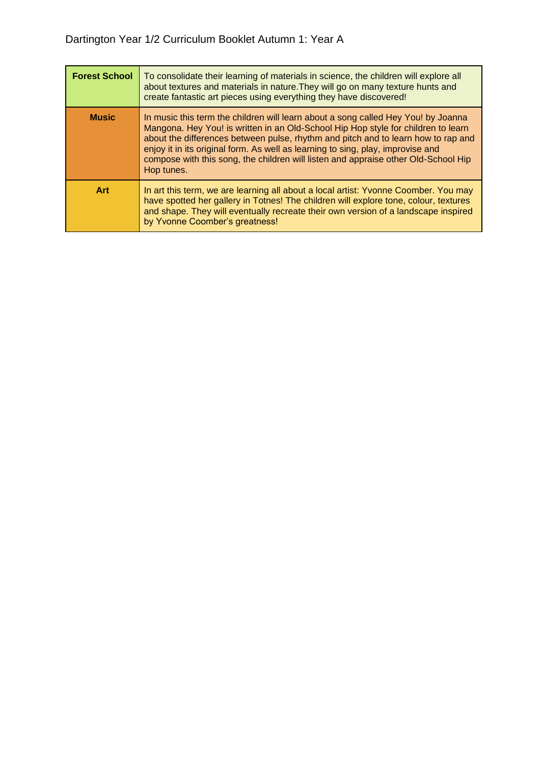| | |
|---|---|
| **Forest School** | To consolidate their learning of materials in science, the children will explore all about textures and materials in nature.They will go on many texture hunts and create fantastic art pieces using everything they have discovered! |
| **Music** | In music this term the children will learn about a song called Hey You! by Joanna Mangona. Hey You! is written in an Old-School Hip Hop style for children to learn about the differences between pulse, rhythm and pitch and to learn how to rap and enjoy it in its original form. As well as learning to sing, play, improvise and compose with this song, the children will listen and appraise other Old-School Hip Hop tunes. |
| **Art** | In art this term, we are learning all about a local artist: Yvonne Coomber. You may have spotted her gallery in Totnes! The children will explore tone, colour, textures and shape. They will eventually recreate their own version of a landscape inspired by Yvonne Coomber's greatness! |